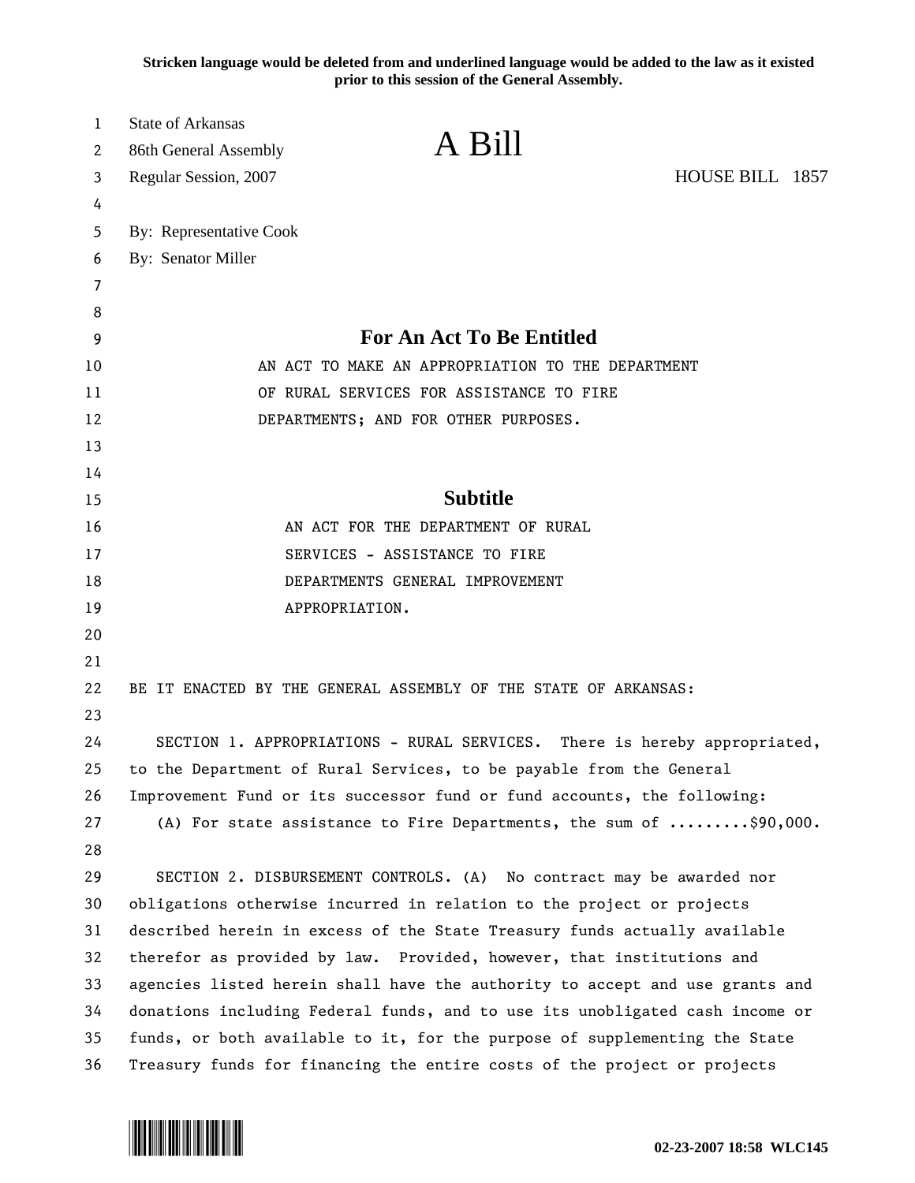**Stricken language would be deleted from and underlined language would be added to the law as it existed prior to this session of the General Assembly.**

State of Arkansas
86th General Assembly
Regular Session, 2007

# A Bill

HOUSE BILL 1857

By: Representative Cook
By: Senator Miller

## For An Act To Be Entitled

AN ACT TO MAKE AN APPROPRIATION TO THE DEPARTMENT OF RURAL SERVICES FOR ASSISTANCE TO FIRE DEPARTMENTS; AND FOR OTHER PURPOSES.

## Subtitle

AN ACT FOR THE DEPARTMENT OF RURAL SERVICES - ASSISTANCE TO FIRE DEPARTMENTS GENERAL IMPROVEMENT APPROPRIATION.

BE IT ENACTED BY THE GENERAL ASSEMBLY OF THE STATE OF ARKANSAS:

SECTION 1. APPROPRIATIONS - RURAL SERVICES. There is hereby appropriated, to the Department of Rural Services, to be payable from the General Improvement Fund or its successor fund or fund accounts, the following:

(A) For state assistance to Fire Departments, the sum of .........$90,000.

SECTION 2. DISBURSEMENT CONTROLS. (A) No contract may be awarded nor obligations otherwise incurred in relation to the project or projects described herein in excess of the State Treasury funds actually available therefor as provided by law. Provided, however, that institutions and agencies listed herein shall have the authority to accept and use grants and donations including Federal funds, and to use its unobligated cash income or funds, or both available to it, for the purpose of supplementing the State Treasury funds for financing the entire costs of the project or projects

02-23-2007 18:58 WLC145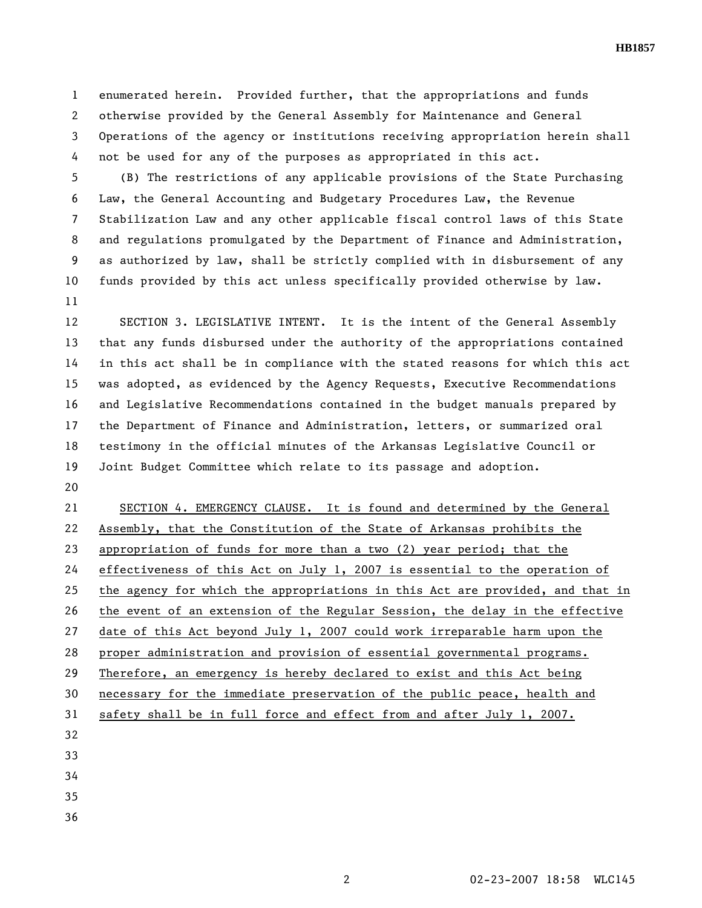enumerated herein. Provided further, that the appropriations and funds otherwise provided by the General Assembly for Maintenance and General Operations of the agency or institutions receiving appropriation herein shall not be used for any of the purposes as appropriated in this act.

(B) The restrictions of any applicable provisions of the State Purchasing Law, the General Accounting and Budgetary Procedures Law, the Revenue Stabilization Law and any other applicable fiscal control laws of this State and regulations promulgated by the Department of Finance and Administration, as authorized by law, shall be strictly complied with in disbursement of any funds provided by this act unless specifically provided otherwise by law.

SECTION 3. LEGISLATIVE INTENT. It is the intent of the General Assembly that any funds disbursed under the authority of the appropriations contained in this act shall be in compliance with the stated reasons for which this act was adopted, as evidenced by the Agency Requests, Executive Recommendations and Legislative Recommendations contained in the budget manuals prepared by the Department of Finance and Administration, letters, or summarized oral testimony in the official minutes of the Arkansas Legislative Council or Joint Budget Committee which relate to its passage and adoption.

SECTION 4. EMERGENCY CLAUSE. It is found and determined by the General Assembly, that the Constitution of the State of Arkansas prohibits the appropriation of funds for more than a two (2) year period; that the effectiveness of this Act on July 1, 2007 is essential to the operation of the agency for which the appropriations in this Act are provided, and that in the event of an extension of the Regular Session, the delay in the effective date of this Act beyond July 1, 2007 could work irreparable harm upon the proper administration and provision of essential governmental programs. Therefore, an emergency is hereby declared to exist and this Act being necessary for the immediate preservation of the public peace, health and safety shall be in full force and effect from and after July 1, 2007.